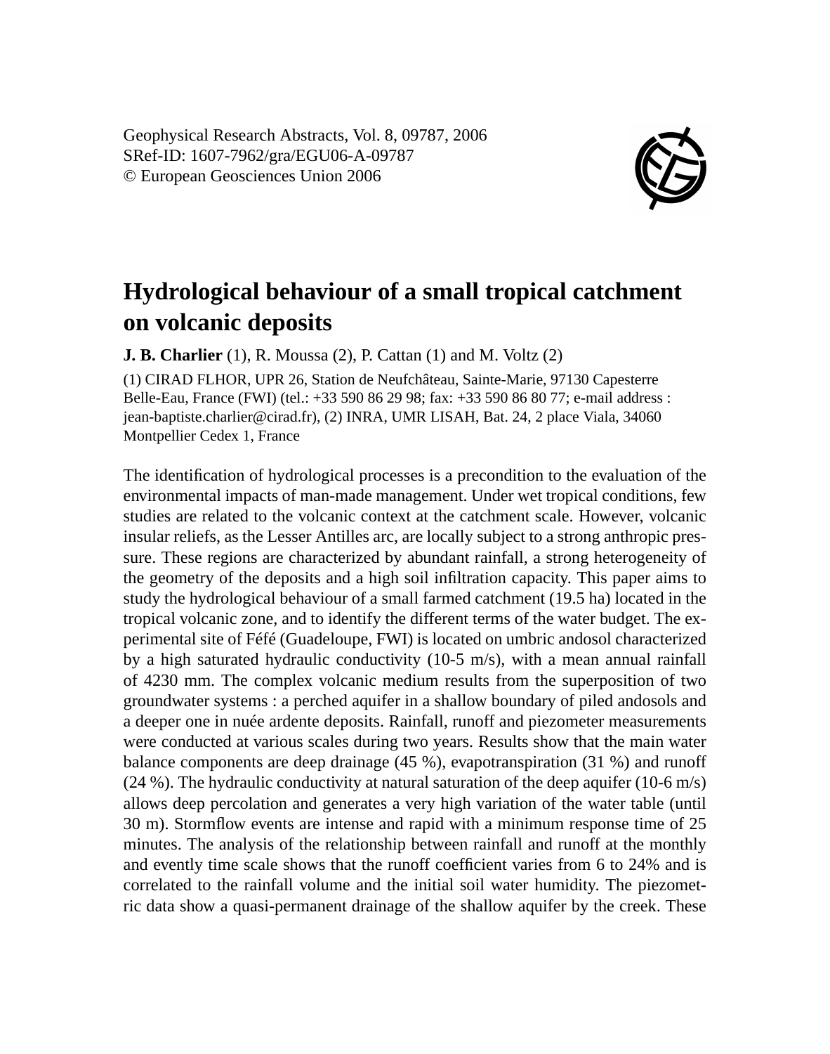# Hydrological behaviour of a small tropical catchment on volcanic deposits

**J. B. Charlier** (1), R. Moussa (2), P. Cattan (1) and M. Voltz (2)

(1) CIRAD FLHOR, UPR 26, Station de Neufchâteau, Sainte-Marie, 97130 Capesterre Belle-Eau, France (FWI) (tel.: +33 590 86 29 98; fax: +33 590 86 80 77; e-mail address : jean-baptiste.charlier@cirad.fr), (2) INRA, UMR LISAH, Bat. 24, 2 place Viala, 34060 Montpellier Cedex 1, France

The identification of hydrological processes is a precondition to the evaluation of the environmental impacts of man-made management. Under wet tropical conditions, few studies are related to the volcanic context at the catchment scale. However, volcanic insular reliefs, as the Lesser Antilles arc, are locally subject to a strong anthropic pressure. These regions are characterized by abundant rainfall, a strong heterogeneity of the geometry of the deposits and a high soil infiltration capacity. This paper aims to study the hydrological behaviour of a small farmed catchment (19.5 ha) located in the tropical volcanic zone, and to identify the different terms of the water budget. The experimental site of Féfé (Guadeloupe, FWI) is located on umbric andosol characterized by a high saturated hydraulic conductivity (10-5 m/s), with a mean annual rainfall of 4230 mm. The complex volcanic medium results from the superposition of two groundwater systems : a perched aquifer in a shallow boundary of piled andosols and a deeper one in nuée ardente deposits. Rainfall, runoff and piezometer measurements were conducted at various scales during two years. Results show that the main water balance components are deep drainage (45 %), evapotranspiration (31 %) and runoff (24 %). The hydraulic conductivity at natural saturation of the deep aquifer (10-6 m/s) allows deep percolation and generates a very high variation of the water table (until 30 m). Stormflow events are intense and rapid with a minimum response time of 25 minutes. The analysis of the relationship between rainfall and runoff at the monthly and evently time scale shows that the runoff coefficient varies from 6 to 24% and is correlated to the rainfall volume and the initial soil water humidity. The piezometric data show a quasi-permanent drainage of the shallow aquifer by the creek. These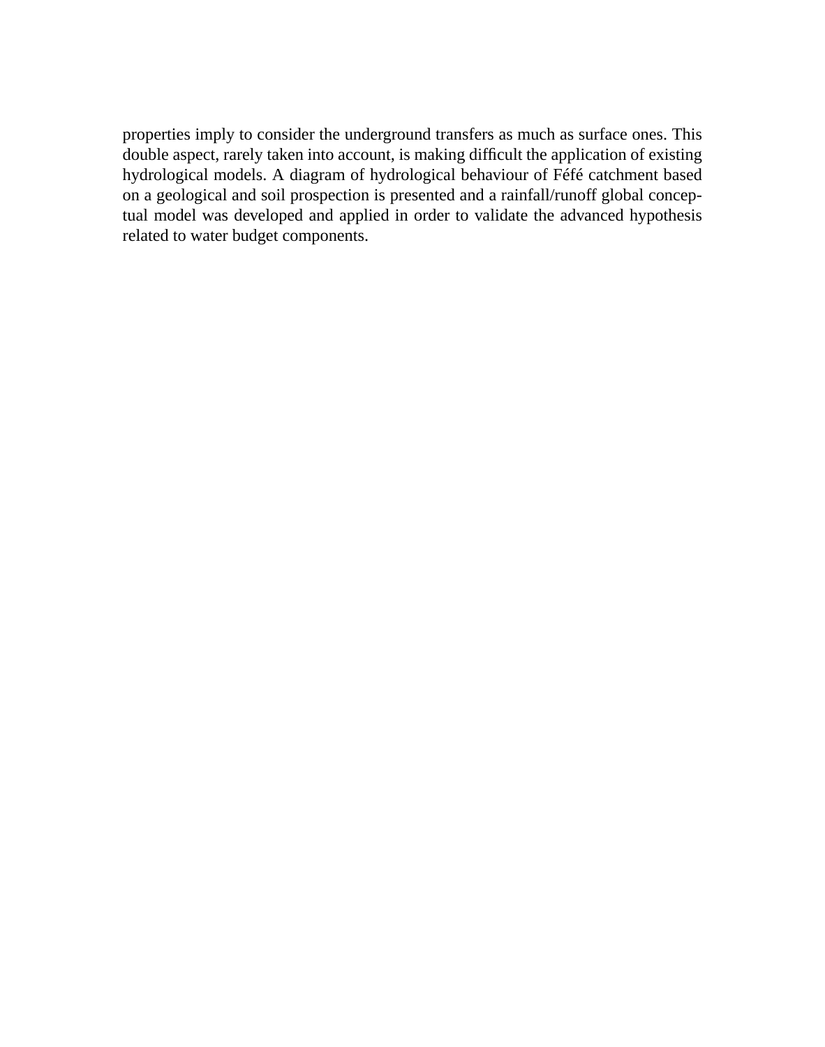properties imply to consider the underground transfers as much as surface ones. This double aspect, rarely taken into account, is making difficult the application of existing hydrological models. A diagram of hydrological behaviour of Féfé catchment based on a geological and soil prospection is presented and a rainfall/runoff global conceptual model was developed and applied in order to validate the advanced hypothesis related to water budget components.